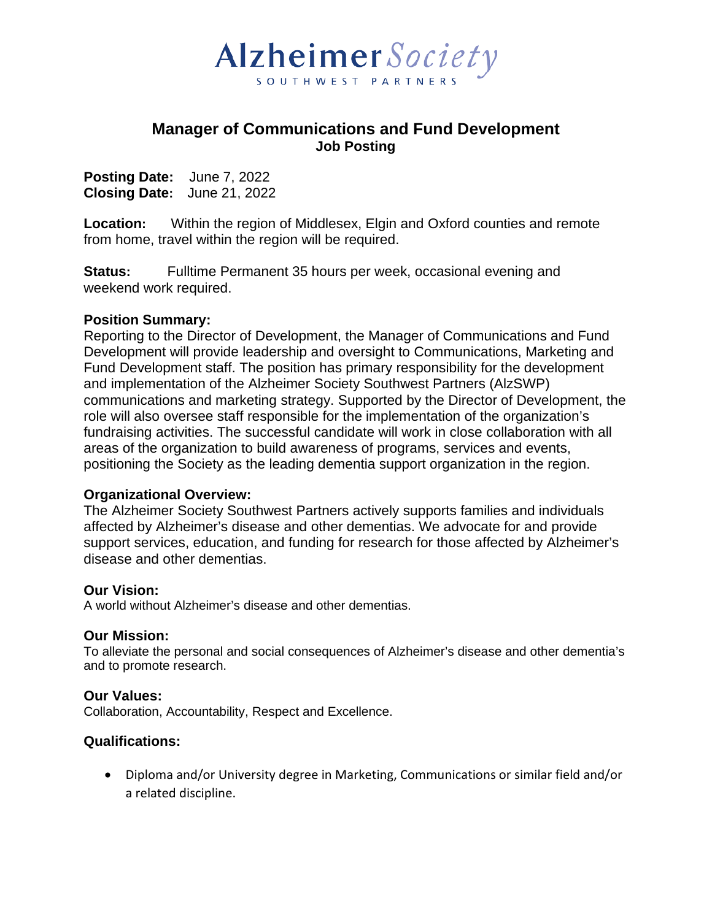Alzheimer Society
SOUTHWEST PARTNERS

# Manager of Communications and Fund Development

**Job Posting**

**Posting Date:** June 7, 2022
**Closing Date:** June 21, 2022

**Location:** Within the region of Middlesex, Elgin and Oxford counties and remote from home, travel within the region will be required.

**Status:** Fulltime Permanent 35 hours per week, occasional evening and weekend work required.

**Position Summary:**
Reporting to the Director of Development, the Manager of Communications and Fund Development will provide leadership and oversight to Communications, Marketing and Fund Development staff. The position has primary responsibility for the development and implementation of the Alzheimer Society Southwest Partners (AlzSWP) communications and marketing strategy. Supported by the Director of Development, the role will also oversee staff responsible for the implementation of the organization's fundraising activities. The successful candidate will work in close collaboration with all areas of the organization to build awareness of programs, services and events, positioning the Society as the leading dementia support organization in the region.

**Organizational Overview:**
The Alzheimer Society Southwest Partners actively supports families and individuals affected by Alzheimer's disease and other dementias. We advocate for and provide support services, education, and funding for research for those affected by Alzheimer's disease and other dementias.

**Our Vision:**
A world without Alzheimer's disease and other dementias.

**Our Mission:**
To alleviate the personal and social consequences of Alzheimer's disease and other dementia's and to promote research.

**Our Values:**
Collaboration, Accountability, Respect and Excellence.

**Qualifications:**

- Diploma and/or University degree in Marketing, Communications or similar field and/or a related discipline.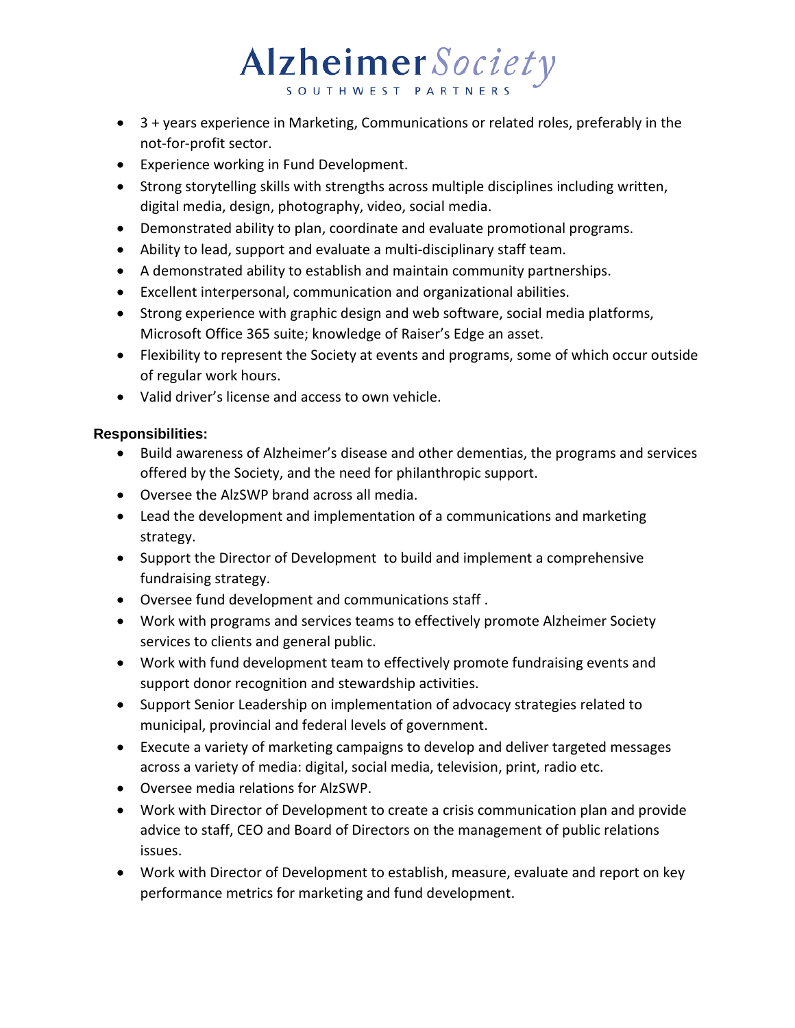- 3 + years experience in Marketing, Communications or related roles, preferably in the not-for-profit sector.
- Experience working in Fund Development.
- Strong storytelling skills with strengths across multiple disciplines including written, digital media, design, photography, video, social media.
- Demonstrated ability to plan, coordinate and evaluate promotional programs.
- Ability to lead, support and evaluate a multi-disciplinary staff team.
- A demonstrated ability to establish and maintain community partnerships.
- Excellent interpersonal, communication and organizational abilities.
- Strong experience with graphic design and web software, social media platforms, Microsoft Office 365 suite; knowledge of Raiser's Edge an asset.
- Flexibility to represent the Society at events and programs, some of which occur outside of regular work hours.
- Valid driver's license and access to own vehicle.

**Responsibilities:**

- Build awareness of Alzheimer's disease and other dementias, the programs and services offered by the Society, and the need for philanthropic support.
- Oversee the AlzSWP brand across all media.
- Lead the development and implementation of a communications and marketing strategy.
- Support the Director of Development to build and implement a comprehensive fundraising strategy.
- Oversee fund development and communications staff .
- Work with programs and services teams to effectively promote Alzheimer Society services to clients and general public.
- Work with fund development team to effectively promote fundraising events and support donor recognition and stewardship activities.
- Support Senior Leadership on implementation of advocacy strategies related to municipal, provincial and federal levels of government.
- Execute a variety of marketing campaigns to develop and deliver targeted messages across a variety of media: digital, social media, television, print, radio etc.
- Oversee media relations for AlzSWP.
- Work with Director of Development to create a crisis communication plan and provide advice to staff, CEO and Board of Directors on the management of public relations issues.
- Work with Director of Development to establish, measure, evaluate and report on key performance metrics for marketing and fund development.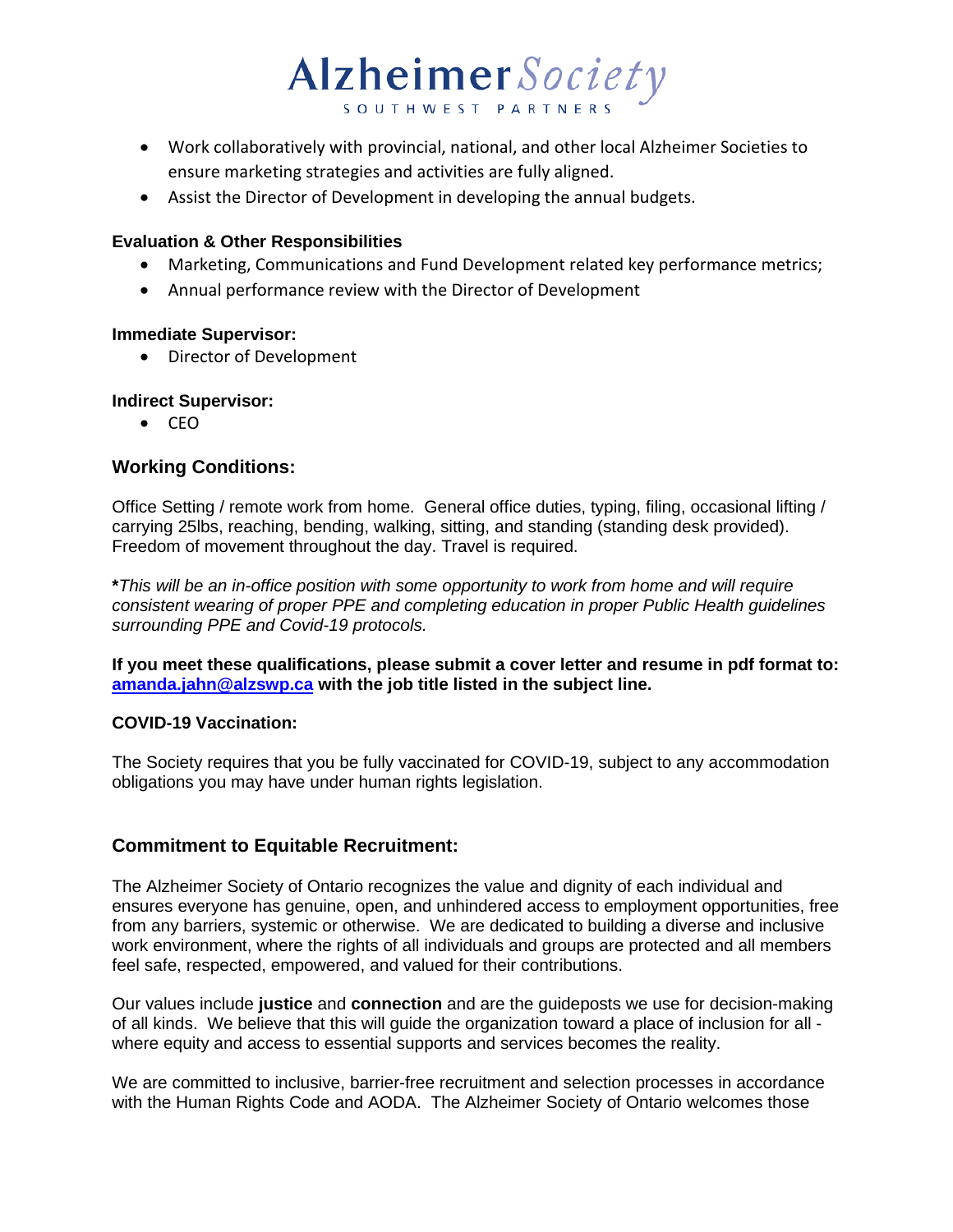- Work collaboratively with provincial, national, and other local Alzheimer Societies to ensure marketing strategies and activities are fully aligned.
- Assist the Director of Development in developing the annual budgets.

**Evaluation & Other Responsibilities**

- Marketing, Communications and Fund Development related key performance metrics;
- Annual performance review with the Director of Development

**Immediate Supervisor:**

- Director of Development

**Indirect Supervisor:**

- CEO

## Working Conditions:

Office Setting / remote work from home. General office duties, typing, filing, occasional lifting / carrying 25lbs, reaching, bending, walking, sitting, and standing (standing desk provided). Freedom of movement throughout the day. Travel is required.

***This will be an in-office position with some opportunity to work from home and will require consistent wearing of proper PPE and completing education in proper Public Health guidelines surrounding PPE and Covid-19 protocols.***

**If you meet these qualifications, please submit a cover letter and resume in pdf format to: amanda.jahn@alzswp.ca with the job title listed in the subject line.**

**COVID-19 Vaccination:**

The Society requires that you be fully vaccinated for COVID-19, subject to any accommodation obligations you may have under human rights legislation.

## Commitment to Equitable Recruitment:

The Alzheimer Society of Ontario recognizes the value and dignity of each individual and ensures everyone has genuine, open, and unhindered access to employment opportunities, free from any barriers, systemic or otherwise. We are dedicated to building a diverse and inclusive work environment, where the rights of all individuals and groups are protected and all members feel safe, respected, empowered, and valued for their contributions.

Our values include **justice** and **connection** and are the guideposts we use for decision-making of all kinds. We believe that this will guide the organization toward a place of inclusion for all - where equity and access to essential supports and services becomes the reality.

We are committed to inclusive, barrier-free recruitment and selection processes in accordance with the Human Rights Code and AODA. The Alzheimer Society of Ontario welcomes those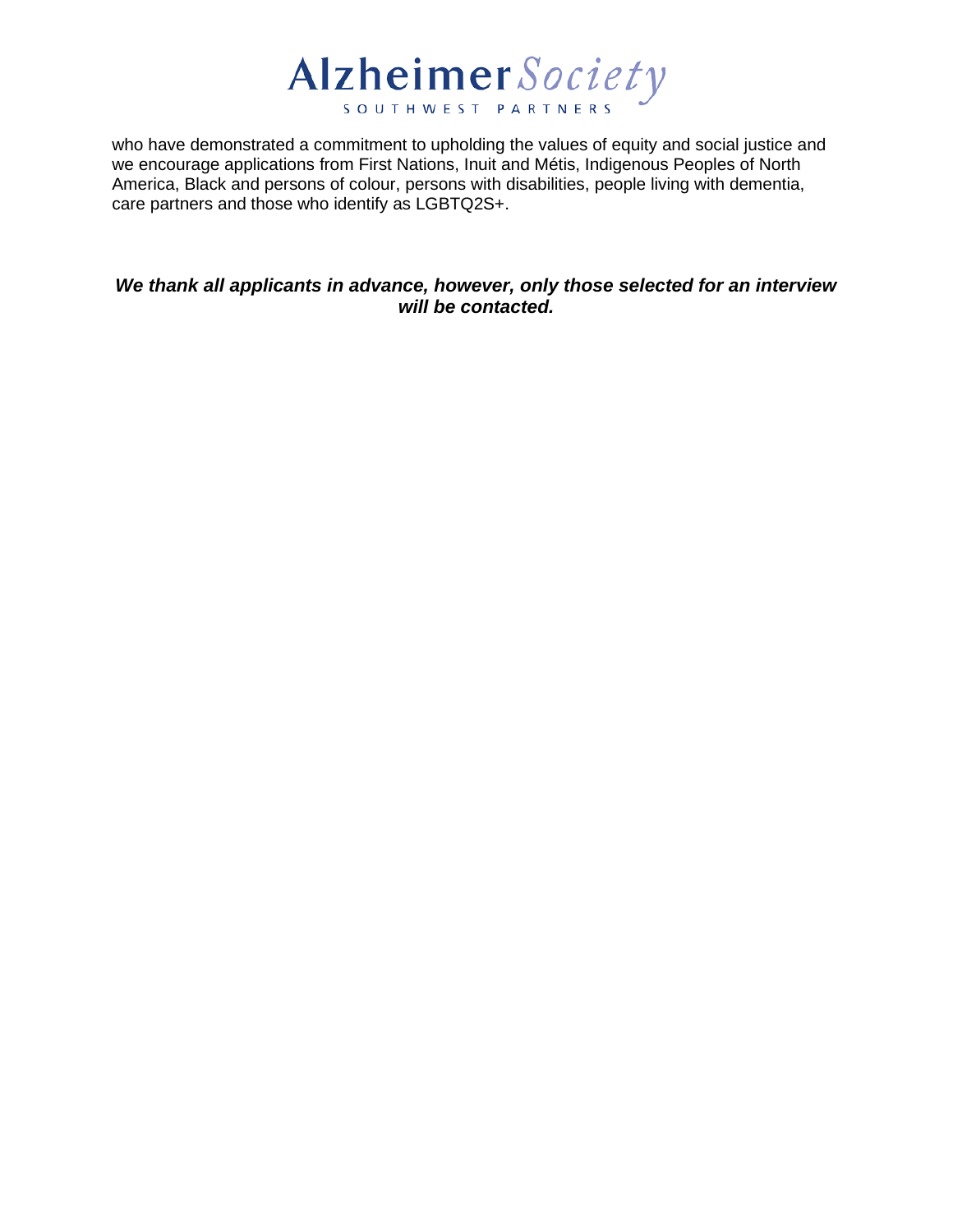who have demonstrated a commitment to upholding the values of equity and social justice and we encourage applications from First Nations, Inuit and Métis, Indigenous Peoples of North America, Black and persons of colour, persons with disabilities, people living with dementia, care partners and those who identify as LGBTQ2S+.

***We thank all applicants in advance, however, only those selected for an interview will be contacted.***